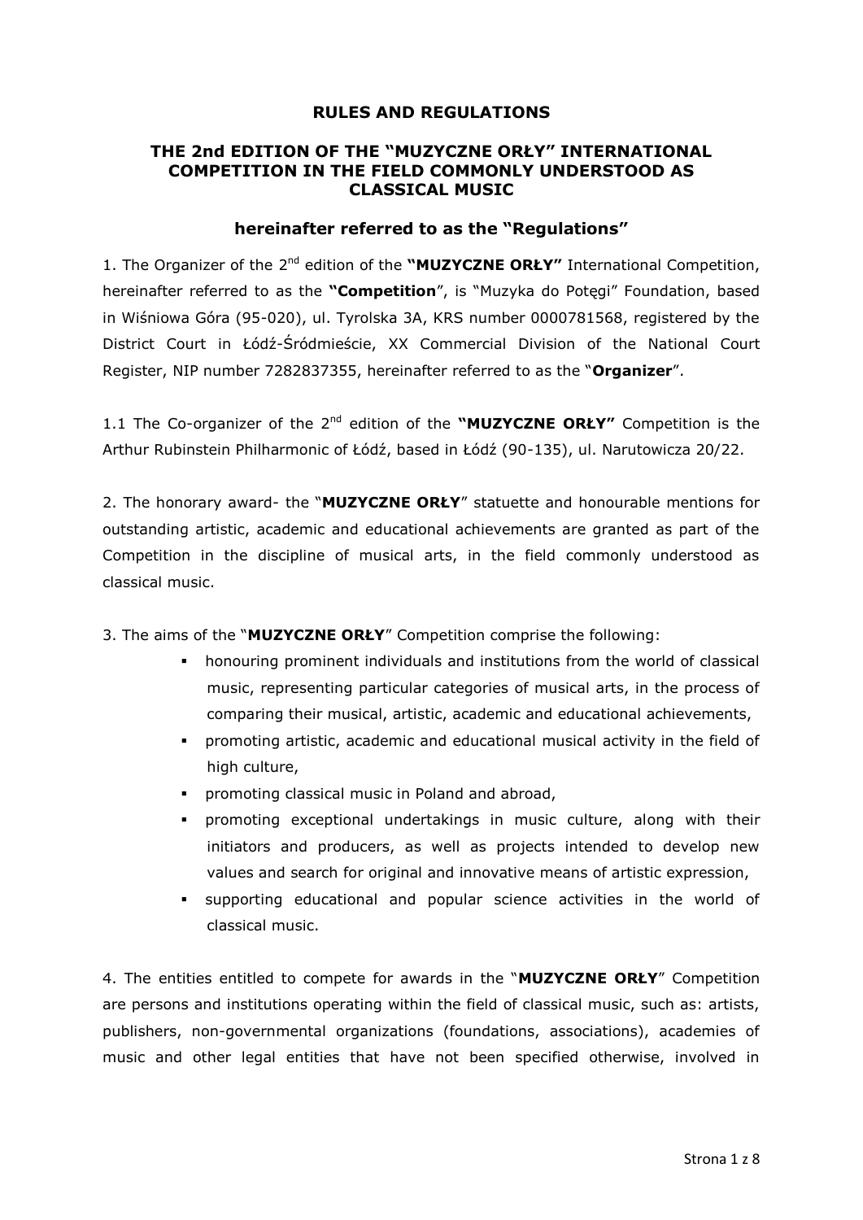# RULES AND REGULATIONS

## THE 2nd EDITION OF THE "MUZYCZNE ORŁY" INTERNATIONAL COMPETITION IN THE FIELD COMMONLY UNDERSTOOD AS CLASSICAL MUSIC

### hereinafter referred to as the "Regulations"

1. The Organizer of the 2nd edition of the **"MUZYCZNE ORŁY"** International Competition, hereinafter referred to as the **"Competition**", is "Muzyka do Potęgi" Foundation, based in Wiśniowa Góra (95-020), ul. Tyrolska 3A, KRS number 0000781568, registered by the District Court in Łódź-Śródmieście, XX Commercial Division of the National Court Register, NIP number 7282837355, hereinafter referred to as the "**Organizer**".

1.1 The Co-organizer of the 2nd edition of the **"MUZYCZNE ORŁY"** Competition is the Arthur Rubinstein Philharmonic of Łódź, based in Łódź (90-135), ul. Narutowicza 20/22.

2. The honorary award- the "**MUZYCZNE ORŁY**" statuette and honourable mentions for outstanding artistic, academic and educational achievements are granted as part of the Competition in the discipline of musical arts, in the field commonly understood as classical music.

3. The aims of the "**MUZYCZNE ORŁY**" Competition comprise the following:

- honouring prominent individuals and institutions from the world of classical music, representing particular categories of musical arts, in the process of comparing their musical, artistic, academic and educational achievements,
- promoting artistic, academic and educational musical activity in the field of high culture,
- promoting classical music in Poland and abroad,
- promoting exceptional undertakings in music culture, along with their initiators and producers, as well as projects intended to develop new values and search for original and innovative means of artistic expression,
- supporting educational and popular science activities in the world of classical music.

4. The entities entitled to compete for awards in the "**MUZYCZNE ORŁY**" Competition are persons and institutions operating within the field of classical music, such as: artists, publishers, non-governmental organizations (foundations, associations), academies of music and other legal entities that have not been specified otherwise, involved in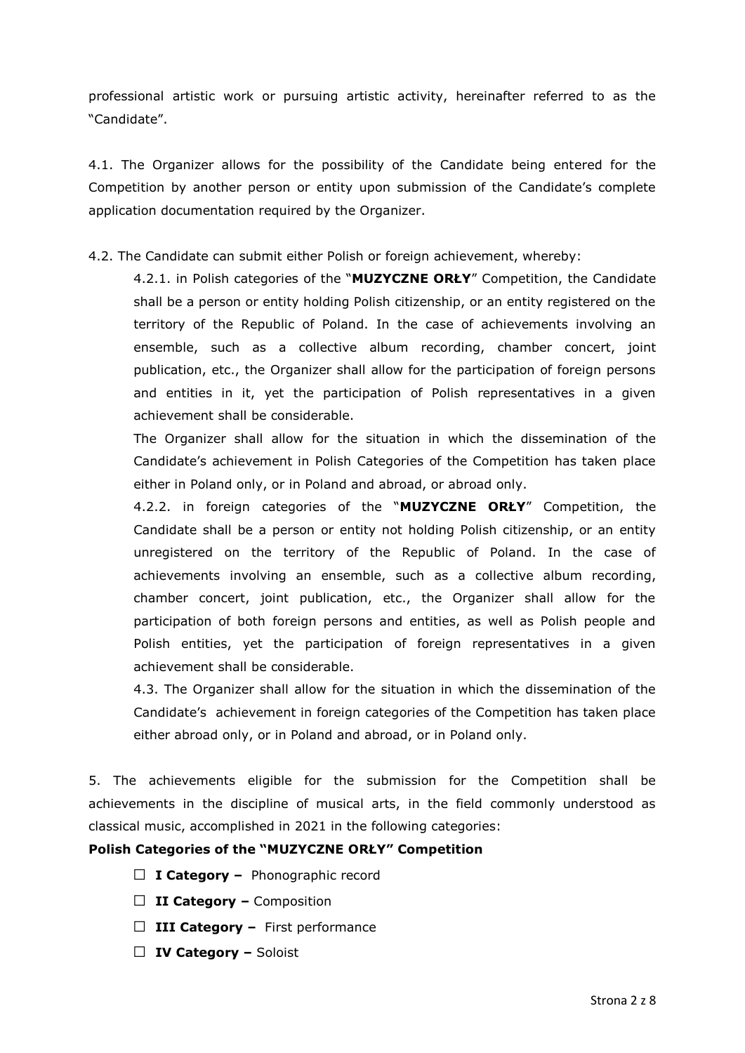professional artistic work or pursuing artistic activity, hereinafter referred to as the "Candidate".

4.1. The Organizer allows for the possibility of the Candidate being entered for the Competition by another person or entity upon submission of the Candidate's complete application documentation required by the Organizer.

4.2. The Candidate can submit either Polish or foreign achievement, whereby:

4.2.1. in Polish categories of the "**MUZYCZNE ORŁY**" Competition, the Candidate shall be a person or entity holding Polish citizenship, or an entity registered on the territory of the Republic of Poland. In the case of achievements involving an ensemble, such as a collective album recording, chamber concert, joint publication, etc., the Organizer shall allow for the participation of foreign persons and entities in it, yet the participation of Polish representatives in a given achievement shall be considerable.

The Organizer shall allow for the situation in which the dissemination of the Candidate's achievement in Polish Categories of the Competition has taken place either in Poland only, or in Poland and abroad, or abroad only.

4.2.2. in foreign categories of the "**MUZYCZNE ORŁY**" Competition, the Candidate shall be a person or entity not holding Polish citizenship, or an entity unregistered on the territory of the Republic of Poland. In the case of achievements involving an ensemble, such as a collective album recording, chamber concert, joint publication, etc., the Organizer shall allow for the participation of both foreign persons and entities, as well as Polish people and Polish entities, yet the participation of foreign representatives in a given achievement shall be considerable.

4.3. The Organizer shall allow for the situation in which the dissemination of the Candidate's achievement in foreign categories of the Competition has taken place either abroad only, or in Poland and abroad, or in Poland only.

5. The achievements eligible for the submission for the Competition shall be achievements in the discipline of musical arts, in the field commonly understood as classical music, accomplished in 2021 in the following categories:

**Polish Categories of the "MUZYCZNE ORŁY" Competition**

- ☐ **I Category –** Phonographic record
- ☐ **II Category –** Composition
- ☐ **III Category –** First performance
- ☐ **IV Category –** Soloist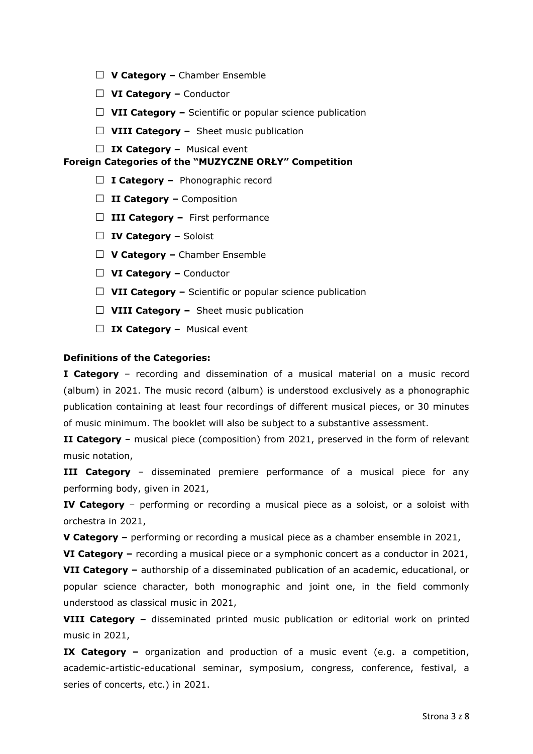☐ **V Category –** Chamber Ensemble

☐ **VI Category –** Conductor

☐ **VII Category –** Scientific or popular science publication

☐ **VIII Category –** Sheet music publication

☐ **IX Category –** Musical event

**Foreign Categories of the "MUZYCZNE ORŁY" Competition**

☐ **I Category –** Phonographic record

☐ **II Category –** Composition

☐ **III Category –** First performance

☐ **IV Category –** Soloist

☐ **V Category –** Chamber Ensemble

☐ **VI Category –** Conductor

☐ **VII Category –** Scientific or popular science publication

☐ **VIII Category –** Sheet music publication

☐ **IX Category –** Musical event

**Definitions of the Categories:**

**I Category** – recording and dissemination of a musical material on a music record (album) in 2021. The music record (album) is understood exclusively as a phonographic publication containing at least four recordings of different musical pieces, or 30 minutes of music minimum. The booklet will also be subject to a substantive assessment.

**II Category** – musical piece (composition) from 2021, preserved in the form of relevant music notation,

**III Category** – disseminated premiere performance of a musical piece for any performing body, given in 2021,

**IV Category** – performing or recording a musical piece as a soloist, or a soloist with orchestra in 2021,

**V Category –** performing or recording a musical piece as a chamber ensemble in 2021,

**VI Category –** recording a musical piece or a symphonic concert as a conductor in 2021,

**VII Category –** authorship of a disseminated publication of an academic, educational, or popular science character, both monographic and joint one, in the field commonly understood as classical music in 2021,

**VIII Category –** disseminated printed music publication or editorial work on printed music in 2021,

**IX Category –** organization and production of a music event (e.g. a competition, academic-artistic-educational seminar, symposium, congress, conference, festival, a series of concerts, etc.) in 2021.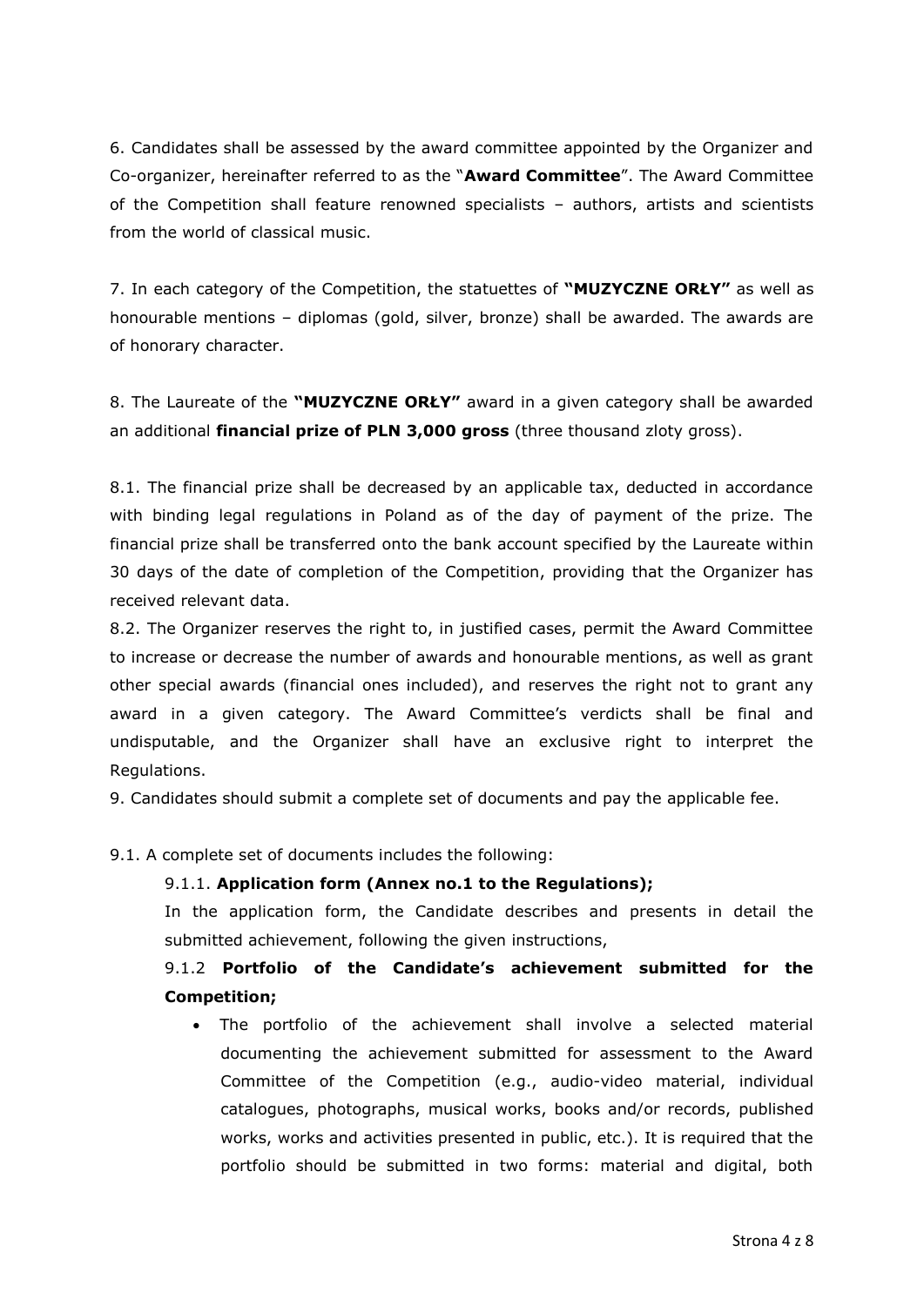6. Candidates shall be assessed by the award committee appointed by the Organizer and Co-organizer, hereinafter referred to as the "**Award Committee**". The Award Committee of the Competition shall feature renowned specialists – authors, artists and scientists from the world of classical music.

7. In each category of the Competition, the statuettes of **"MUZYCZNE ORŁY"** as well as honourable mentions – diplomas (gold, silver, bronze) shall be awarded. The awards are of honorary character.

8. The Laureate of the **"MUZYCZNE ORŁY"** award in a given category shall be awarded an additional **financial prize of PLN 3,000 gross** (three thousand zloty gross).

8.1. The financial prize shall be decreased by an applicable tax, deducted in accordance with binding legal regulations in Poland as of the day of payment of the prize. The financial prize shall be transferred onto the bank account specified by the Laureate within 30 days of the date of completion of the Competition, providing that the Organizer has received relevant data.

8.2. The Organizer reserves the right to, in justified cases, permit the Award Committee to increase or decrease the number of awards and honourable mentions, as well as grant other special awards (financial ones included), and reserves the right not to grant any award in a given category. The Award Committee's verdicts shall be final and undisputable, and the Organizer shall have an exclusive right to interpret the Regulations.

9. Candidates should submit a complete set of documents and pay the applicable fee.

9.1. A complete set of documents includes the following:

9.1.1. **Application form (Annex no.1 to the Regulations);**

In the application form, the Candidate describes and presents in detail the submitted achievement, following the given instructions,

9.1.2 **Portfolio of the Candidate's achievement submitted for the Competition;**

- The portfolio of the achievement shall involve a selected material documenting the achievement submitted for assessment to the Award Committee of the Competition (e.g., audio-video material, individual catalogues, photographs, musical works, books and/or records, published works, works and activities presented in public, etc.). It is required that the portfolio should be submitted in two forms: material and digital, both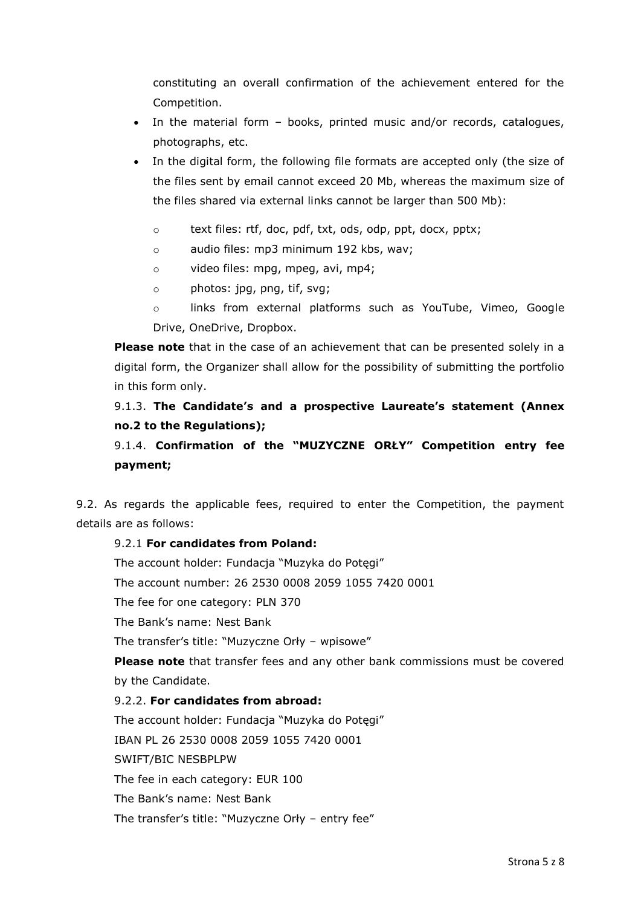constituting an overall confirmation of the achievement entered for the Competition.

- In the material form – books, printed music and/or records, catalogues, photographs, etc.
- In the digital form, the following file formats are accepted only (the size of the files sent by email cannot exceed 20 Mb, whereas the maximum size of the files shared via external links cannot be larger than 500 Mb):
  - text files: rtf, doc, pdf, txt, ods, odp, ppt, docx, pptx;
  - audio files: mp3 minimum 192 kbs, wav;
  - video files: mpg, mpeg, avi, mp4;
  - photos: jpg, png, tif, svg;
  - links from external platforms such as YouTube, Vimeo, Google Drive, OneDrive, Dropbox.

**Please note** that in the case of an achievement that can be presented solely in a digital form, the Organizer shall allow for the possibility of submitting the portfolio in this form only.

9.1.3. **The Candidate's and a prospective Laureate's statement (Annex no.2 to the Regulations);**

9.1.4. **Confirmation of the "MUZYCZNE ORŁY" Competition entry fee payment;**

9.2. As regards the applicable fees, required to enter the Competition, the payment details are as follows:

9.2.1 **For candidates from Poland:**

The account holder: Fundacja "Muzyka do Potęgi"

The account number: 26 2530 0008 2059 1055 7420 0001

The fee for one category: PLN 370

The Bank's name: Nest Bank

The transfer's title: "Muzyczne Orły – wpisowe"

**Please note** that transfer fees and any other bank commissions must be covered by the Candidate.

9.2.2. **For candidates from abroad:**

The account holder: Fundacja "Muzyka do Potęgi"

IBAN PL 26 2530 0008 2059 1055 7420 0001

SWIFT/BIC NESBPLPW

The fee in each category: EUR 100

The Bank's name: Nest Bank

The transfer's title: "Muzyczne Orły – entry fee"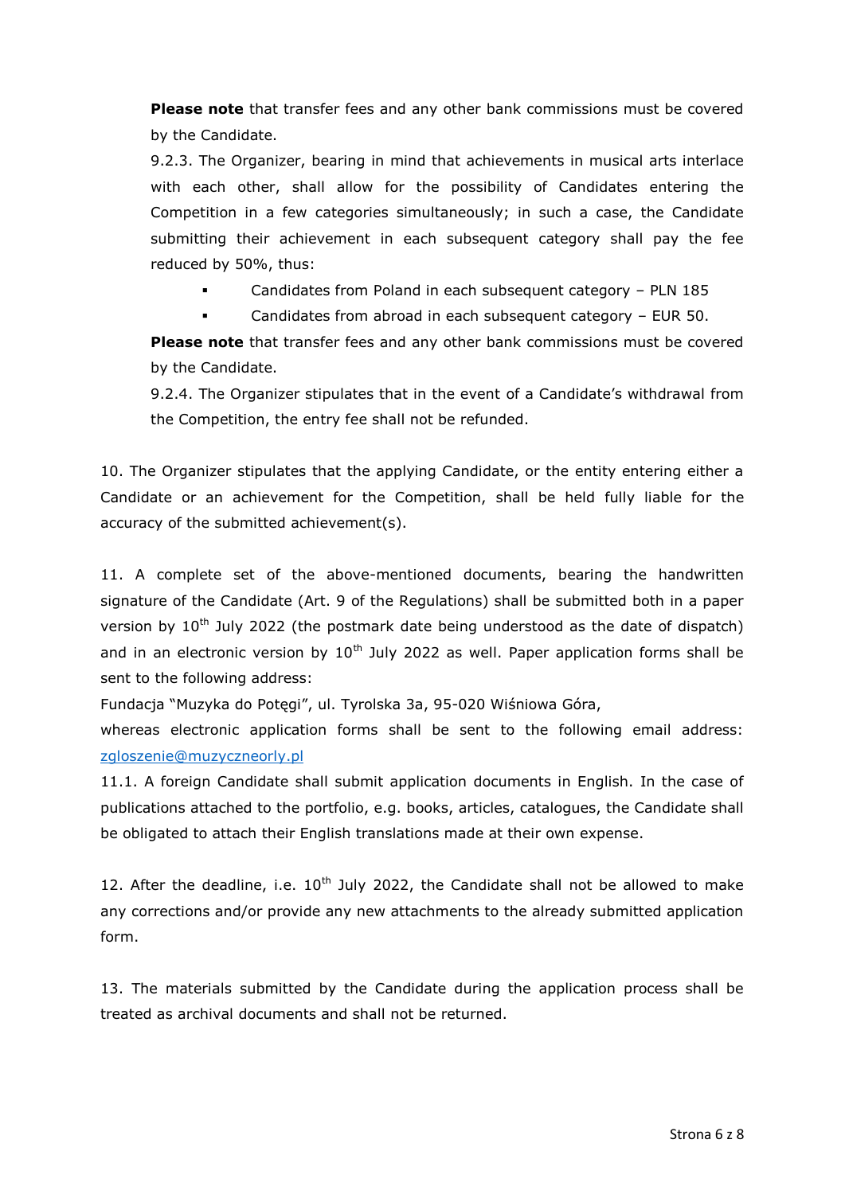**Please note** that transfer fees and any other bank commissions must be covered by the Candidate.

9.2.3. The Organizer, bearing in mind that achievements in musical arts interlace with each other, shall allow for the possibility of Candidates entering the Competition in a few categories simultaneously; in such a case, the Candidate submitting their achievement in each subsequent category shall pay the fee reduced by 50%, thus:

- Candidates from Poland in each subsequent category – PLN 185
- Candidates from abroad in each subsequent category – EUR 50.

**Please note** that transfer fees and any other bank commissions must be covered by the Candidate.

9.2.4. The Organizer stipulates that in the event of a Candidate's withdrawal from the Competition, the entry fee shall not be refunded.

10. The Organizer stipulates that the applying Candidate, or the entity entering either a Candidate or an achievement for the Competition, shall be held fully liable for the accuracy of the submitted achievement(s).

11. A complete set of the above-mentioned documents, bearing the handwritten signature of the Candidate (Art. 9 of the Regulations) shall be submitted both in a paper version by 10th July 2022 (the postmark date being understood as the date of dispatch) and in an electronic version by 10th July 2022 as well. Paper application forms shall be sent to the following address:

Fundacja "Muzyka do Potęgi", ul. Tyrolska 3a, 95-020 Wiśniowa Góra,

whereas electronic application forms shall be sent to the following email address: zgloszenie@muzyczneorly.pl

11.1. A foreign Candidate shall submit application documents in English. In the case of publications attached to the portfolio, e.g. books, articles, catalogues, the Candidate shall be obligated to attach their English translations made at their own expense.

12. After the deadline, i.e. 10th July 2022, the Candidate shall not be allowed to make any corrections and/or provide any new attachments to the already submitted application form.

13. The materials submitted by the Candidate during the application process shall be treated as archival documents and shall not be returned.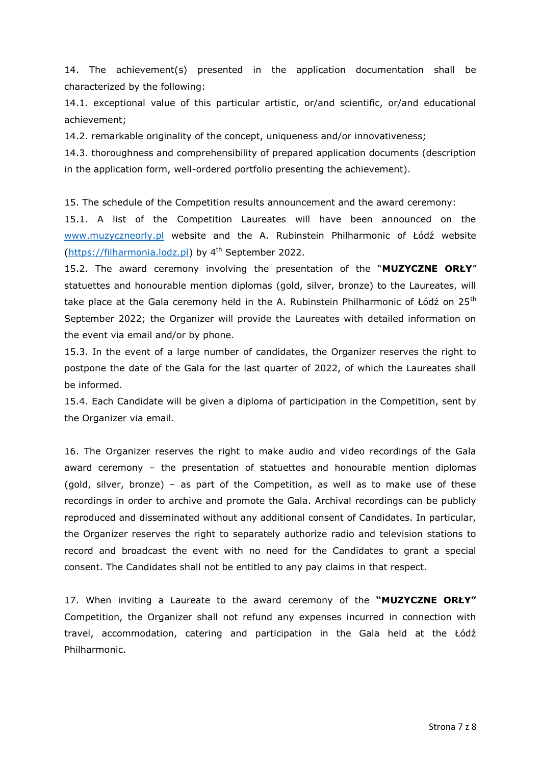14. The achievement(s) presented in the application documentation shall be characterized by the following:

14.1. exceptional value of this particular artistic, or/and scientific, or/and educational achievement;

14.2. remarkable originality of the concept, uniqueness and/or innovativeness;

14.3. thoroughness and comprehensibility of prepared application documents (description in the application form, well-ordered portfolio presenting the achievement).

15. The schedule of the Competition results announcement and the award ceremony:

15.1. A list of the Competition Laureates will have been announced on the [www.muzyczneorly.pl](http://www.muzyczneorly.pl) website and the A. Rubinstein Philharmonic of Łódź website ([https://filharmonia.lodz.pl](https://filharmonia.lodz.pl)) by 4th September 2022.

15.2. The award ceremony involving the presentation of the "**MUZYCZNE ORŁY**" statuettes and honourable mention diplomas (gold, silver, bronze) to the Laureates, will take place at the Gala ceremony held in the A. Rubinstein Philharmonic of Łódź on 25th September 2022; the Organizer will provide the Laureates with detailed information on the event via email and/or by phone.

15.3. In the event of a large number of candidates, the Organizer reserves the right to postpone the date of the Gala for the last quarter of 2022, of which the Laureates shall be informed.

15.4. Each Candidate will be given a diploma of participation in the Competition, sent by the Organizer via email.

16. The Organizer reserves the right to make audio and video recordings of the Gala award ceremony – the presentation of statuettes and honourable mention diplomas (gold, silver, bronze) – as part of the Competition, as well as to make use of these recordings in order to archive and promote the Gala. Archival recordings can be publicly reproduced and disseminated without any additional consent of Candidates. In particular, the Organizer reserves the right to separately authorize radio and television stations to record and broadcast the event with no need for the Candidates to grant a special consent. The Candidates shall not be entitled to any pay claims in that respect.

17. When inviting a Laureate to the award ceremony of the **"MUZYCZNE ORŁY"** Competition, the Organizer shall not refund any expenses incurred in connection with travel, accommodation, catering and participation in the Gala held at the Łódź Philharmonic.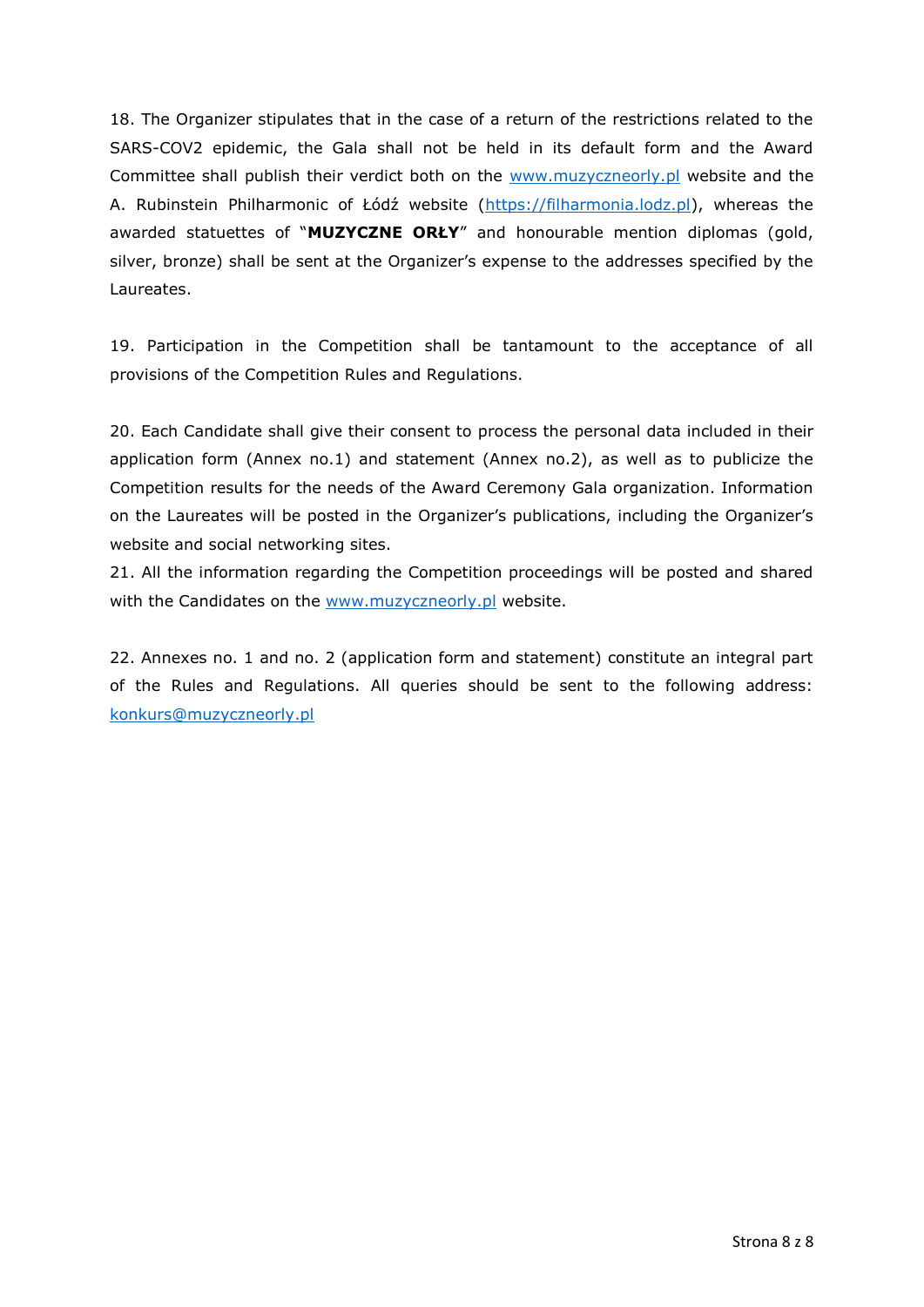18. The Organizer stipulates that in the case of a return of the restrictions related to the SARS-COV2 epidemic, the Gala shall not be held in its default form and the Award Committee shall publish their verdict both on the www.muzyczneorly.pl website and the A. Rubinstein Philharmonic of Łódź website (https://filharmonia.lodz.pl), whereas the awarded statuettes of "**MUZYCZNE ORŁY**" and honourable mention diplomas (gold, silver, bronze) shall be sent at the Organizer's expense to the addresses specified by the Laureates.

19. Participation in the Competition shall be tantamount to the acceptance of all provisions of the Competition Rules and Regulations.

20. Each Candidate shall give their consent to process the personal data included in their application form (Annex no.1) and statement (Annex no.2), as well as to publicize the Competition results for the needs of the Award Ceremony Gala organization. Information on the Laureates will be posted in the Organizer's publications, including the Organizer's website and social networking sites.

21. All the information regarding the Competition proceedings will be posted and shared with the Candidates on the www.muzyczneorly.pl website.

22. Annexes no. 1 and no. 2 (application form and statement) constitute an integral part of the Rules and Regulations. All queries should be sent to the following address: konkurs@muzyczneorly.pl